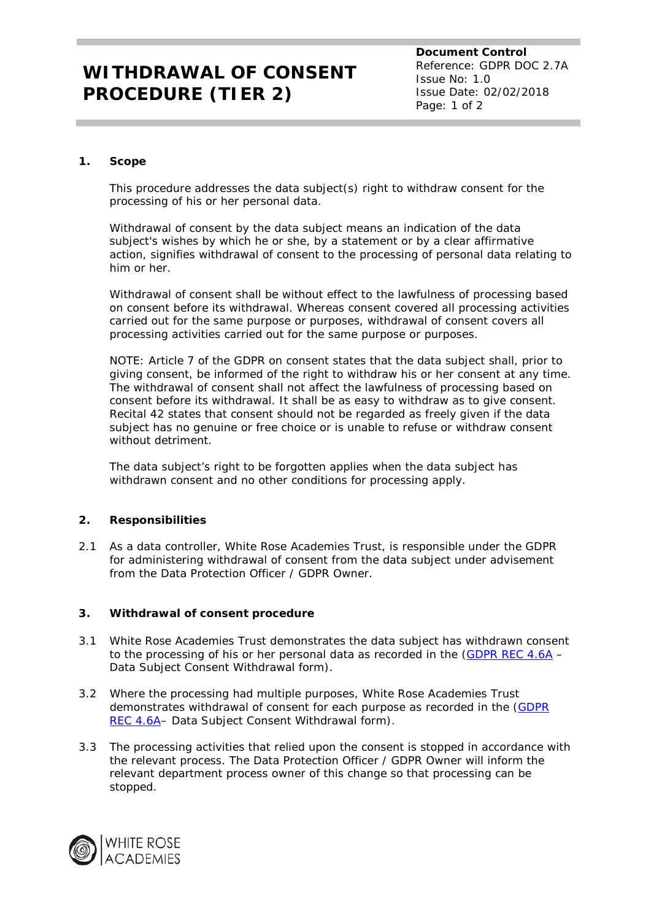# WITHDRAWAL OF CONSENT PROCEDURE (TIER 2)

**Document Control**
Reference: GDPR DOC 2.7A
Issue No: 1.0
Issue Date: 02/02/2018

## 1. Scope

This procedure addresses the data subject(s) right to withdraw consent for the processing of his or her personal data.

Withdrawal of consent by the data subject means an indication of the data subject's wishes by which he or she, by a statement or by a clear affirmative action, signifies withdrawal of consent to the processing of personal data relating to him or her.

Withdrawal of consent shall be without effect to the lawfulness of processing based on consent before its withdrawal. Whereas consent covered all processing activities carried out for the same purpose or purposes, withdrawal of consent covers all processing activities carried out for the same purpose or purposes.

NOTE: Article 7 of the GDPR on consent states that the data subject shall, prior to giving consent, be informed of the right to withdraw his or her consent at any time. The withdrawal of consent shall not affect the lawfulness of processing based on consent before its withdrawal. It shall be as easy to withdraw as to give consent. Recital 42 states that consent should not be regarded as freely given if the data subject has no genuine or free choice or is unable to refuse or withdraw consent without detriment.

The data subject's right to be forgotten applies when the data subject has withdrawn consent and no other conditions for processing apply.

## 2. Responsibilities

2.1 As a data controller, White Rose Academies Trust, is responsible under the GDPR for administering withdrawal of consent from the data subject under advisement from the Data Protection Officer / GDPR Owner.

## 3. Withdrawal of consent procedure

3.1 White Rose Academies Trust demonstrates the data subject has withdrawn consent to the processing of his or her personal data as recorded in the (GDPR REC 4.6A – Data Subject Consent Withdrawal form).

3.2 Where the processing had multiple purposes, White Rose Academies Trust demonstrates withdrawal of consent for each purpose as recorded in the (GDPR REC 4.6A– Data Subject Consent Withdrawal form).

3.3 The processing activities that relied upon the consent is stopped in accordance with the relevant process. The Data Protection Officer / GDPR Owner will inform the relevant department process owner of this change so that processing can be stopped.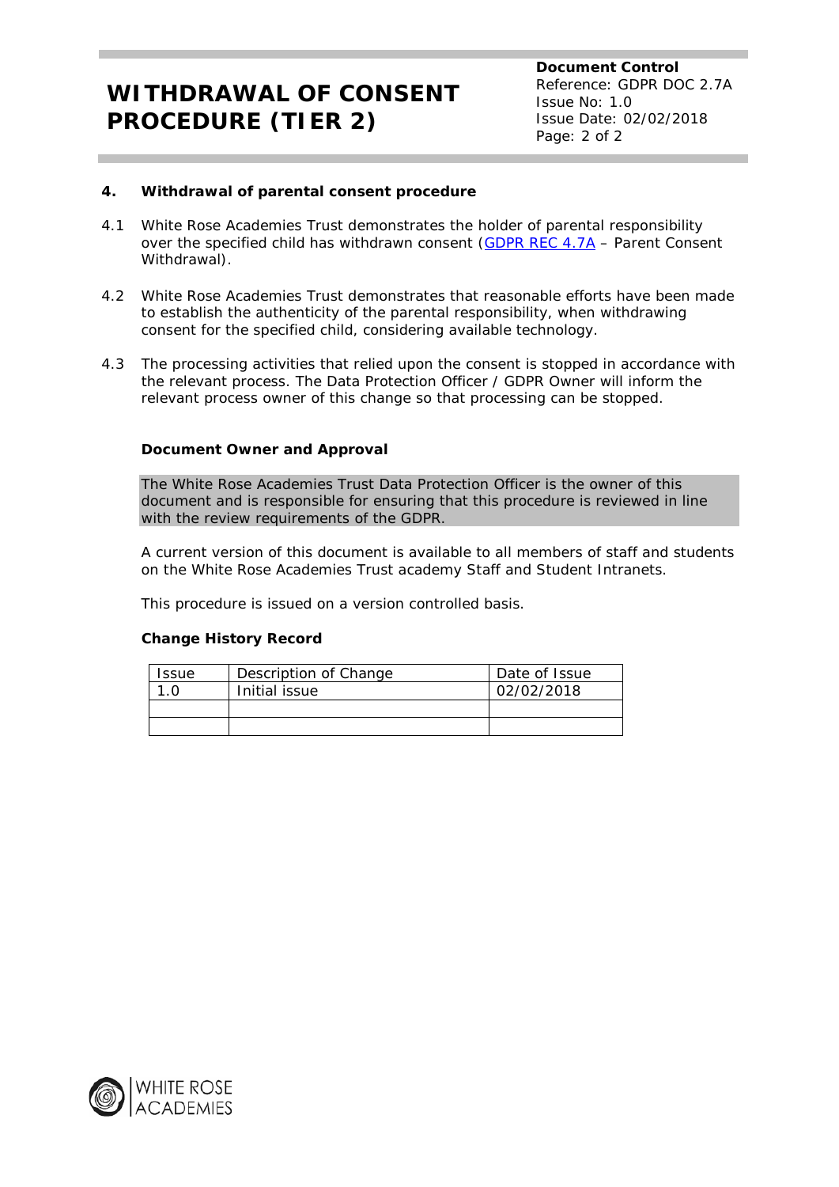## 4. Withdrawal of parental consent procedure

4.1 White Rose Academies Trust demonstrates the holder of parental responsibility over the specified child has withdrawn consent (GDPR REC 4.7A – Parent Consent Withdrawal).

4.2 White Rose Academies Trust demonstrates that reasonable efforts have been made to establish the authenticity of the parental responsibility, when withdrawing consent for the specified child, considering available technology.

4.3 The processing activities that relied upon the consent is stopped in accordance with the relevant process. The Data Protection Officer / GDPR Owner will inform the relevant process owner of this change so that processing can be stopped.

### Document Owner and Approval

The White Rose Academies Trust Data Protection Officer is the owner of this document and is responsible for ensuring that this procedure is reviewed in line with the review requirements of the GDPR.

A current version of this document is available to all members of staff and students on the White Rose Academies Trust academy Staff and Student Intranets.

This procedure is issued on a version controlled basis.

### Change History Record

| Issue | Description of Change | Date of Issue |
|---|---|---|
| 1.0 | Initial issue | 02/02/2018 |
| | | |
| | | |